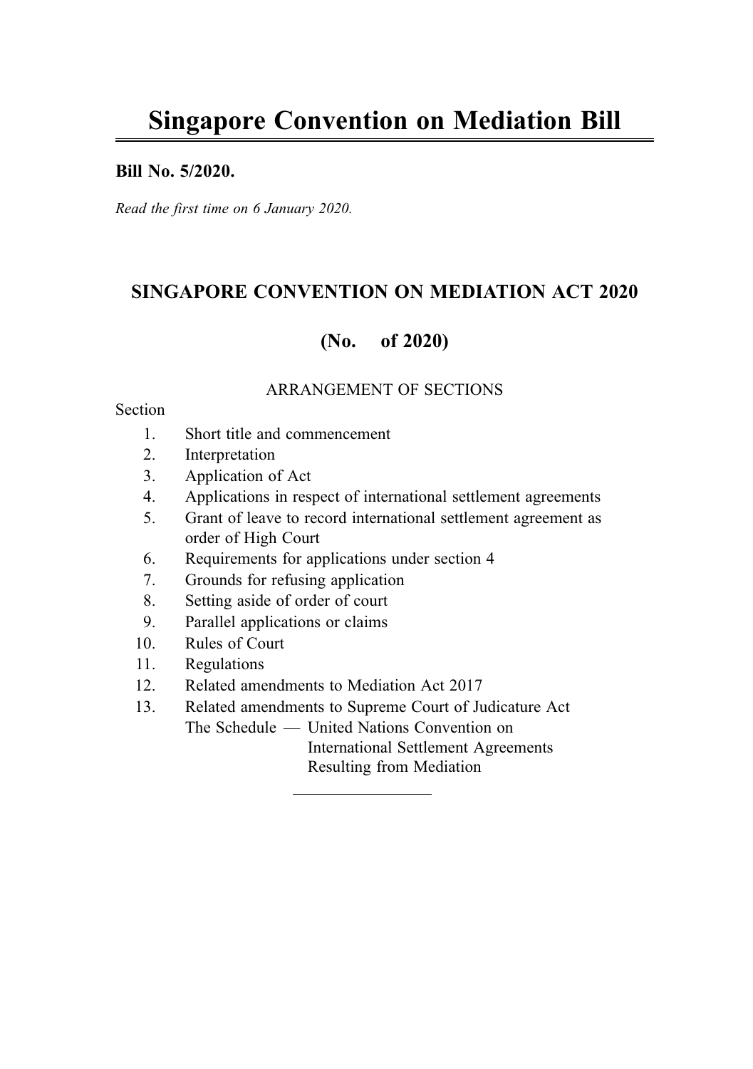# Singapore Convention on Mediation Bill

**Bill No. 5/2020.**

*Read the first time on 6 January 2020.*

## SINGAPORE CONVENTION ON MEDIATION ACT 2020

## (No. of 2020)

ARRANGEMENT OF SECTIONS

Section

1. Short title and commencement
2. Interpretation
3. Application of Act
4. Applications in respect of international settlement agreements
5. Grant of leave to record international settlement agreement as order of High Court
6. Requirements for applications under section 4
7. Grounds for refusing application
8. Setting aside of order of court
9. Parallel applications or claims
10. Rules of Court
11. Regulations
12. Related amendments to Mediation Act 2017
13. Related amendments to Supreme Court of Judicature Act

The Schedule — United Nations Convention on International Settlement Agreements Resulting from Mediation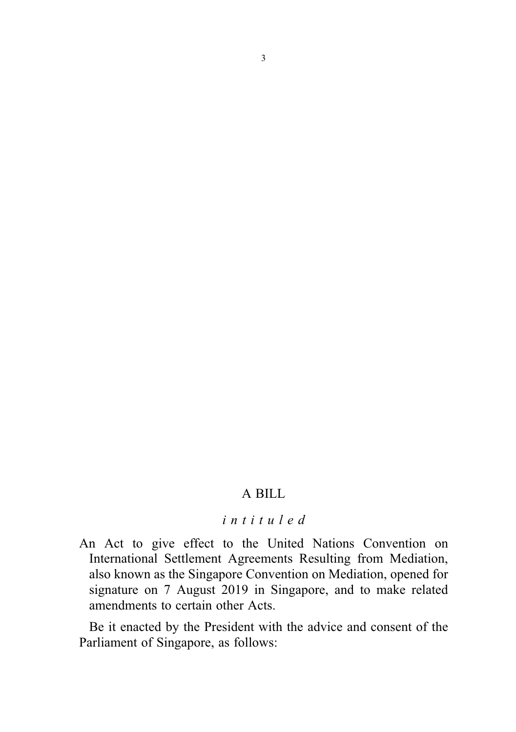A BILL

*intituled*

An Act to give effect to the United Nations Convention on International Settlement Agreements Resulting from Mediation, also known as the Singapore Convention on Mediation, opened for signature on 7 August 2019 in Singapore, and to make related amendments to certain other Acts.

Be it enacted by the President with the advice and consent of the Parliament of Singapore, as follows: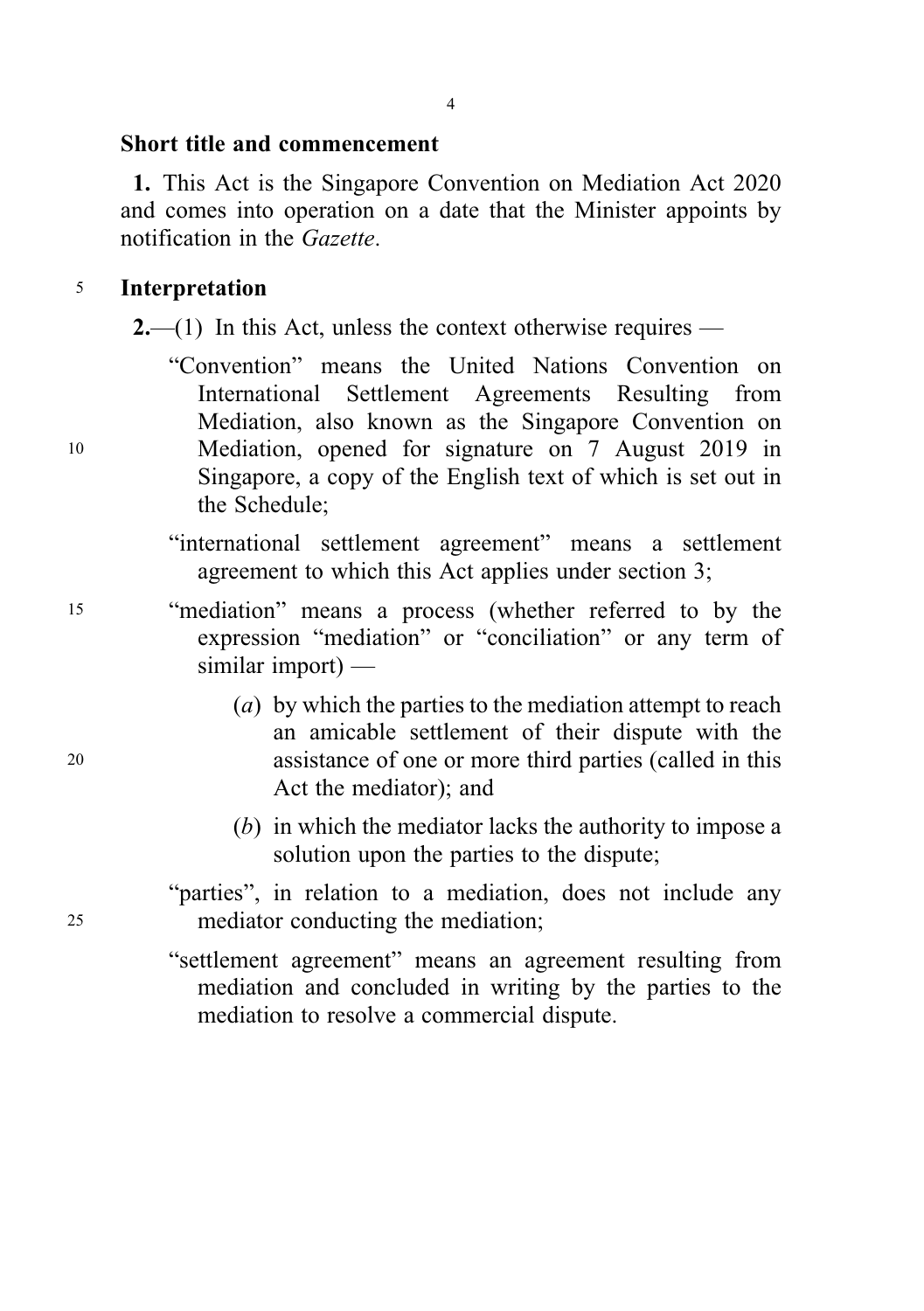### Short title and commencement

**1.** This Act is the Singapore Convention on Mediation Act 2020 and comes into operation on a date that the Minister appoints by notification in the *Gazette*.

### Interpretation

**2.**—(1) In this Act, unless the context otherwise requires —

"Convention" means the United Nations Convention on International Settlement Agreements Resulting from Mediation, also known as the Singapore Convention on Mediation, opened for signature on 7 August 2019 in Singapore, a copy of the English text of which is set out in the Schedule;

"international settlement agreement" means a settlement agreement to which this Act applies under section 3;

"mediation" means a process (whether referred to by the expression "mediation" or "conciliation" or any term of similar import) —

(*a*) by which the parties to the mediation attempt to reach an amicable settlement of their dispute with the assistance of one or more third parties (called in this Act the mediator); and

(*b*) in which the mediator lacks the authority to impose a solution upon the parties to the dispute;

"parties", in relation to a mediation, does not include any mediator conducting the mediation;

"settlement agreement" means an agreement resulting from mediation and concluded in writing by the parties to the mediation to resolve a commercial dispute.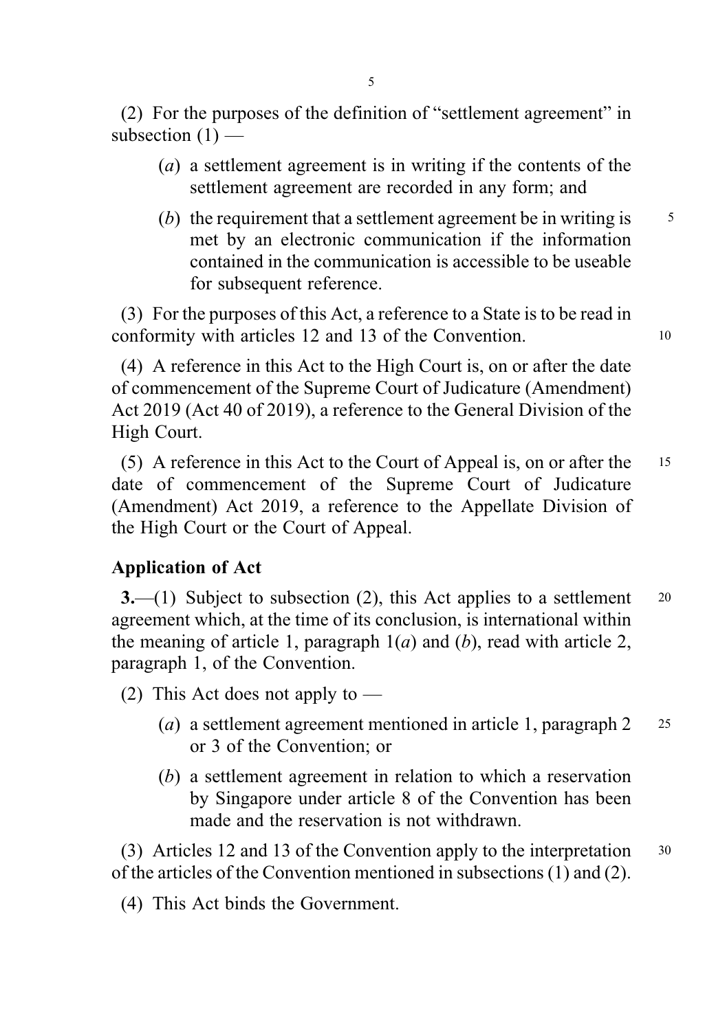(2) For the purposes of the definition of "settlement agreement" in subsection (1) —

(*a*) a settlement agreement is in writing if the contents of the settlement agreement are recorded in any form; and

(*b*) the requirement that a settlement agreement be in writing is met by an electronic communication if the information contained in the communication is accessible to be useable for subsequent reference.

(3) For the purposes of this Act, a reference to a State is to be read in conformity with articles 12 and 13 of the Convention.

(4) A reference in this Act to the High Court is, on or after the date of commencement of the Supreme Court of Judicature (Amendment) Act 2019 (Act 40 of 2019), a reference to the General Division of the High Court.

(5) A reference in this Act to the Court of Appeal is, on or after the date of commencement of the Supreme Court of Judicature (Amendment) Act 2019, a reference to the Appellate Division of the High Court or the Court of Appeal.

**Application of Act**

**3.**—(1) Subject to subsection (2), this Act applies to a settlement agreement which, at the time of its conclusion, is international within the meaning of article 1, paragraph 1(*a*) and (*b*), read with article 2, paragraph 1, of the Convention.

(2) This Act does not apply to —

(*a*) a settlement agreement mentioned in article 1, paragraph 2 or 3 of the Convention; or

(*b*) a settlement agreement in relation to which a reservation by Singapore under article 8 of the Convention has been made and the reservation is not withdrawn.

(3) Articles 12 and 13 of the Convention apply to the interpretation of the articles of the Convention mentioned in subsections (1) and (2).

(4) This Act binds the Government.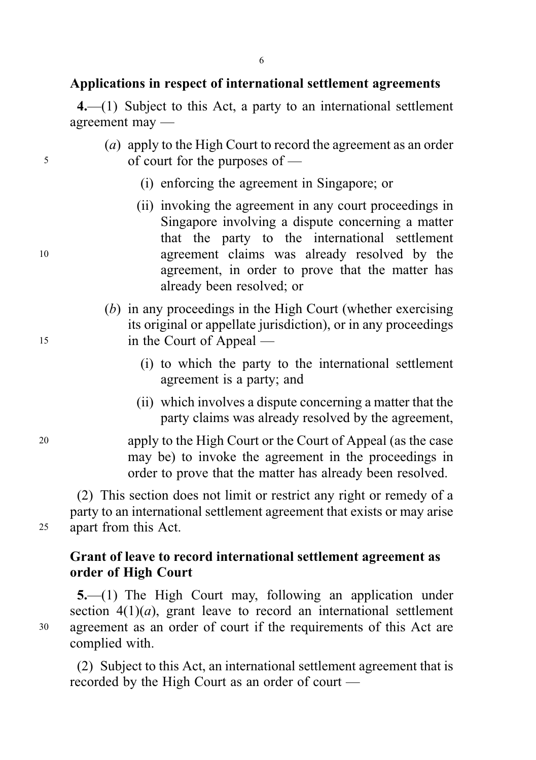**Applications in respect of international settlement agreements**

**4.**—(1) Subject to this Act, a party to an international settlement agreement may —

(*a*) apply to the High Court to record the agreement as an order of court for the purposes of —

(i) enforcing the agreement in Singapore; or

(ii) invoking the agreement in any court proceedings in Singapore involving a dispute concerning a matter that the party to the international settlement agreement claims was already resolved by the agreement, in order to prove that the matter has already been resolved; or

(*b*) in any proceedings in the High Court (whether exercising its original or appellate jurisdiction), or in any proceedings in the Court of Appeal —

(i) to which the party to the international settlement agreement is a party; and

(ii) which involves a dispute concerning a matter that the party claims was already resolved by the agreement,

apply to the High Court or the Court of Appeal (as the case may be) to invoke the agreement in the proceedings in order to prove that the matter has already been resolved.

(2) This section does not limit or restrict any right or remedy of a party to an international settlement agreement that exists or may arise apart from this Act.

**Grant of leave to record international settlement agreement as order of High Court**

**5.**—(1) The High Court may, following an application under section 4(1)(*a*), grant leave to record an international settlement agreement as an order of court if the requirements of this Act are complied with.

(2) Subject to this Act, an international settlement agreement that is recorded by the High Court as an order of court —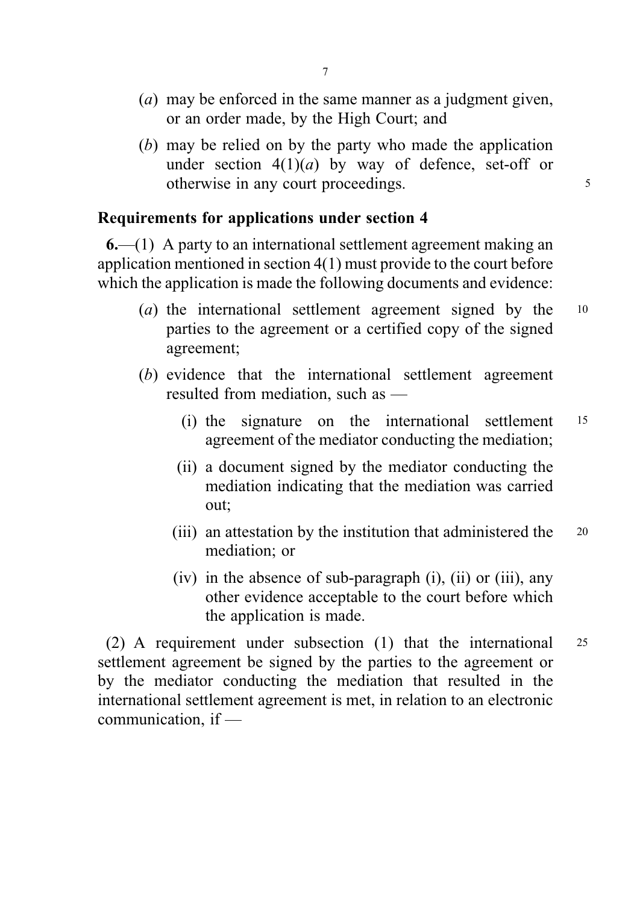(*a*) may be enforced in the same manner as a judgment given, or an order made, by the High Court; and

(*b*) may be relied on by the party who made the application under section 4(1)(*a*) by way of defence, set-off or otherwise in any court proceedings.

### Requirements for applications under section 4

**6.**—(1) A party to an international settlement agreement making an application mentioned in section 4(1) must provide to the court before which the application is made the following documents and evidence:

(*a*) the international settlement agreement signed by the parties to the agreement or a certified copy of the signed agreement;

(*b*) evidence that the international settlement agreement resulted from mediation, such as —

(i) the signature on the international settlement agreement of the mediator conducting the mediation;

(ii) a document signed by the mediator conducting the mediation indicating that the mediation was carried out;

(iii) an attestation by the institution that administered the mediation; or

(iv) in the absence of sub-paragraph (i), (ii) or (iii), any other evidence acceptable to the court before which the application is made.

(2) A requirement under subsection (1) that the international settlement agreement be signed by the parties to the agreement or by the mediator conducting the mediation that resulted in the international settlement agreement is met, in relation to an electronic communication, if —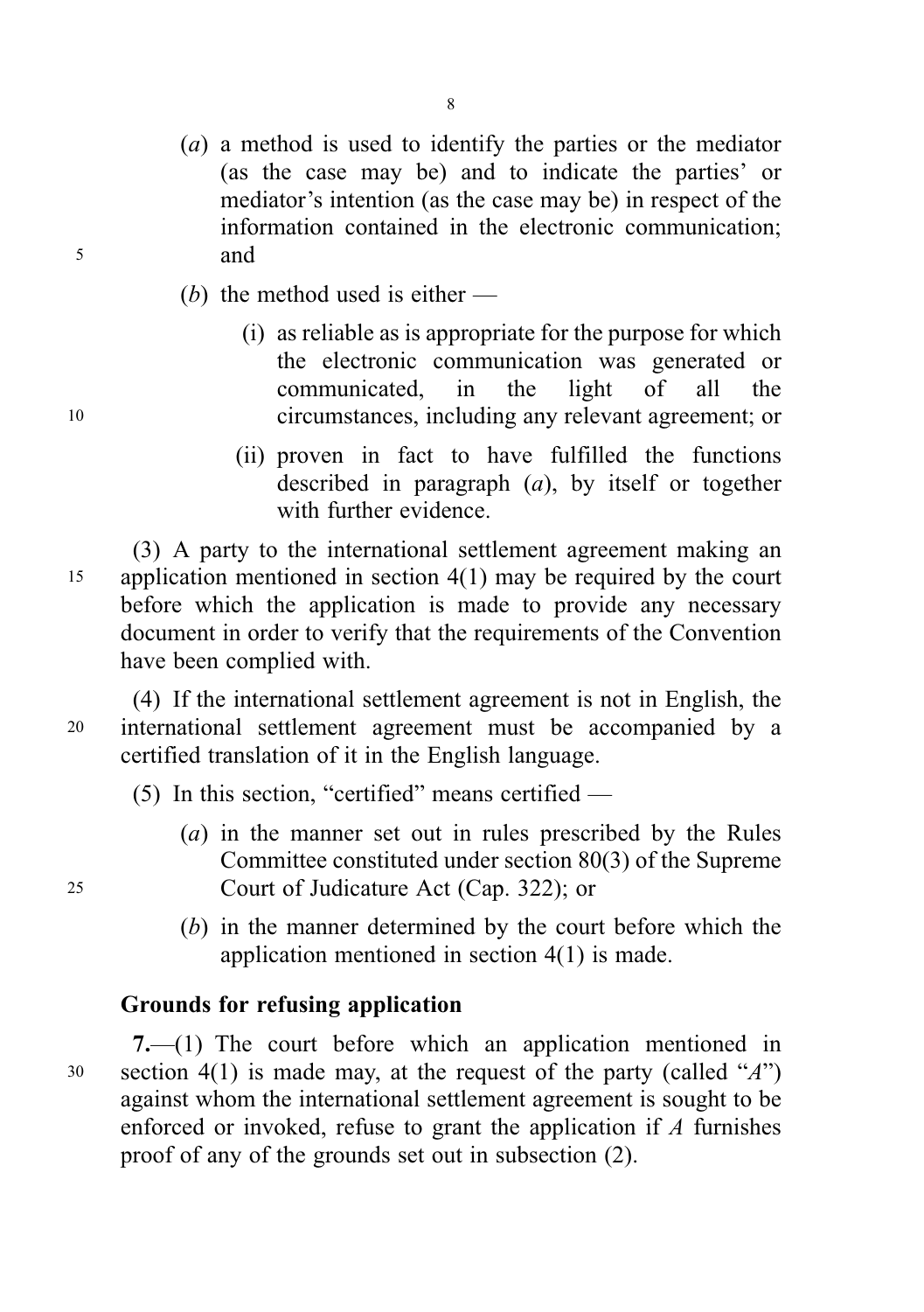(*a*) a method is used to identify the parties or the mediator (as the case may be) and to indicate the parties' or mediator's intention (as the case may be) in respect of the information contained in the electronic communication; and

(*b*) the method used is either —

(i) as reliable as is appropriate for the purpose for which the electronic communication was generated or communicated, in the light of all the circumstances, including any relevant agreement; or

(ii) proven in fact to have fulfilled the functions described in paragraph (*a*), by itself or together with further evidence.

(3) A party to the international settlement agreement making an application mentioned in section 4(1) may be required by the court before which the application is made to provide any necessary document in order to verify that the requirements of the Convention have been complied with.

(4) If the international settlement agreement is not in English, the international settlement agreement must be accompanied by a certified translation of it in the English language.

(5) In this section, "certified" means certified —

(*a*) in the manner set out in rules prescribed by the Rules Committee constituted under section 80(3) of the Supreme Court of Judicature Act (Cap. 322); or

(*b*) in the manner determined by the court before which the application mentioned in section 4(1) is made.

**Grounds for refusing application**

**7.**—(1) The court before which an application mentioned in section 4(1) is made may, at the request of the party (called "*A*") against whom the international settlement agreement is sought to be enforced or invoked, refuse to grant the application if *A* furnishes proof of any of the grounds set out in subsection (2).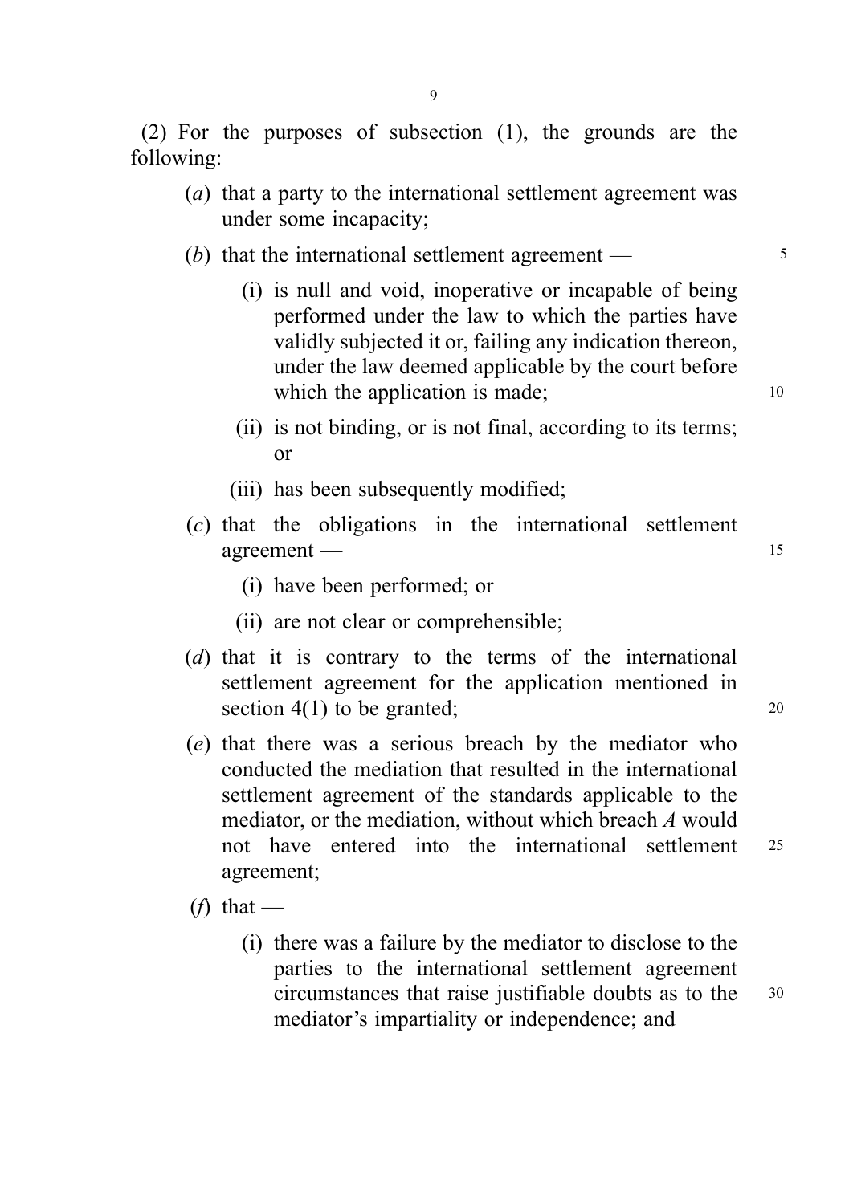(2) For the purposes of subsection (1), the grounds are the following:

(*a*) that a party to the international settlement agreement was under some incapacity;

(*b*) that the international settlement agreement —

(i) is null and void, inoperative or incapable of being performed under the law to which the parties have validly subjected it or, failing any indication thereon, under the law deemed applicable by the court before which the application is made;

(ii) is not binding, or is not final, according to its terms; or

(iii) has been subsequently modified;

(*c*) that the obligations in the international settlement agreement —

(i) have been performed; or

(ii) are not clear or comprehensible;

(*d*) that it is contrary to the terms of the international settlement agreement for the application mentioned in section 4(1) to be granted;

(*e*) that there was a serious breach by the mediator who conducted the mediation that resulted in the international settlement agreement of the standards applicable to the mediator, or the mediation, without which breach *A* would not have entered into the international settlement agreement;

(*f*) that —

(i) there was a failure by the mediator to disclose to the parties to the international settlement agreement circumstances that raise justifiable doubts as to the mediator's impartiality or independence; and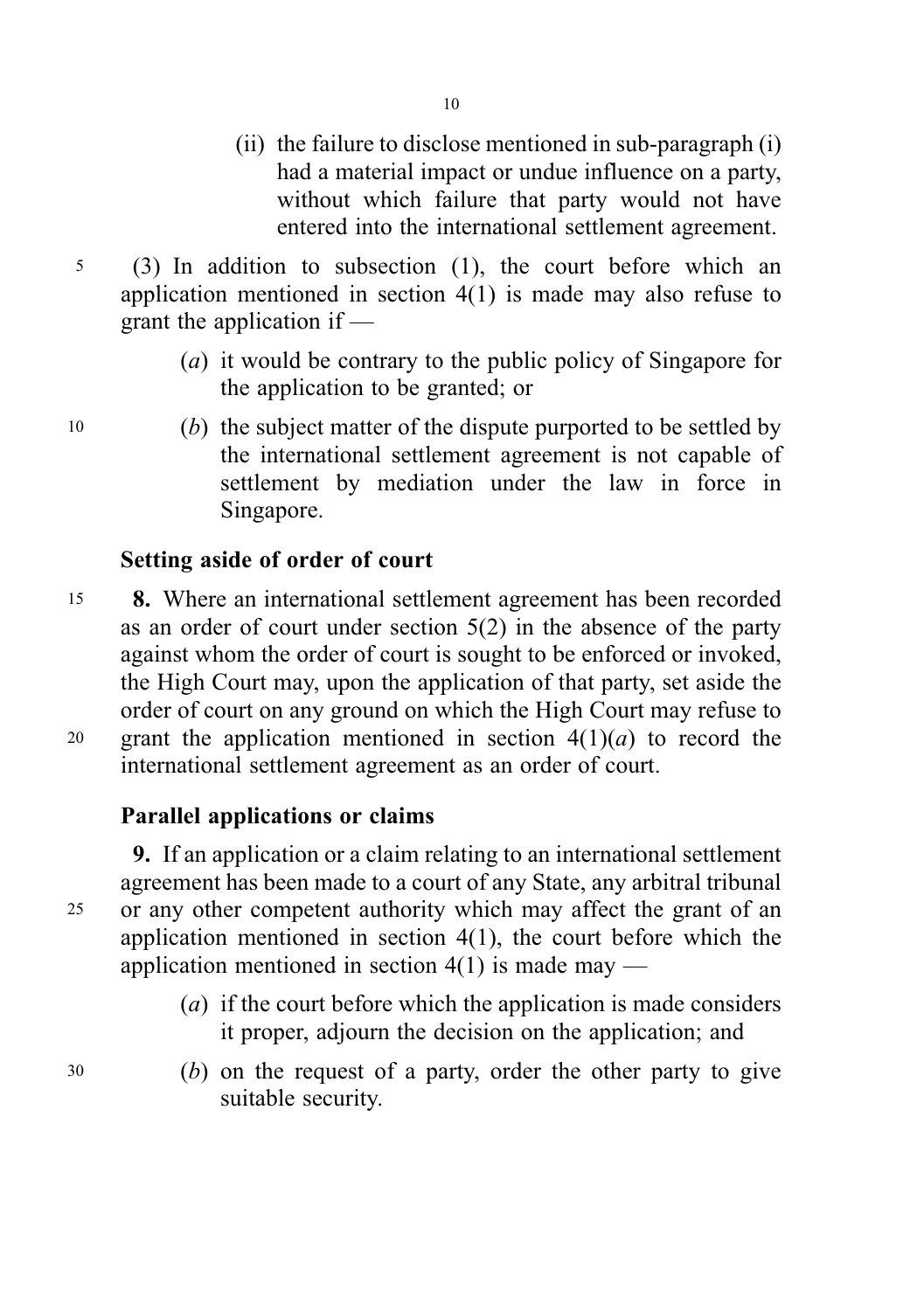(ii) the failure to disclose mentioned in sub-paragraph (i) had a material impact or undue influence on a party, without which failure that party would not have entered into the international settlement agreement.

(3) In addition to subsection (1), the court before which an application mentioned in section 4(1) is made may also refuse to grant the application if —

(*a*) it would be contrary to the public policy of Singapore for the application to be granted; or

(*b*) the subject matter of the dispute purported to be settled by the international settlement agreement is not capable of settlement by mediation under the law in force in Singapore.

### Setting aside of order of court

**8.** Where an international settlement agreement has been recorded as an order of court under section 5(2) in the absence of the party against whom the order of court is sought to be enforced or invoked, the High Court may, upon the application of that party, set aside the order of court on any ground on which the High Court may refuse to grant the application mentioned in section 4(1)(*a*) to record the international settlement agreement as an order of court.

### Parallel applications or claims

**9.** If an application or a claim relating to an international settlement agreement has been made to a court of any State, any arbitral tribunal or any other competent authority which may affect the grant of an application mentioned in section 4(1), the court before which the application mentioned in section 4(1) is made may —

(*a*) if the court before which the application is made considers it proper, adjourn the decision on the application; and

(*b*) on the request of a party, order the other party to give suitable security.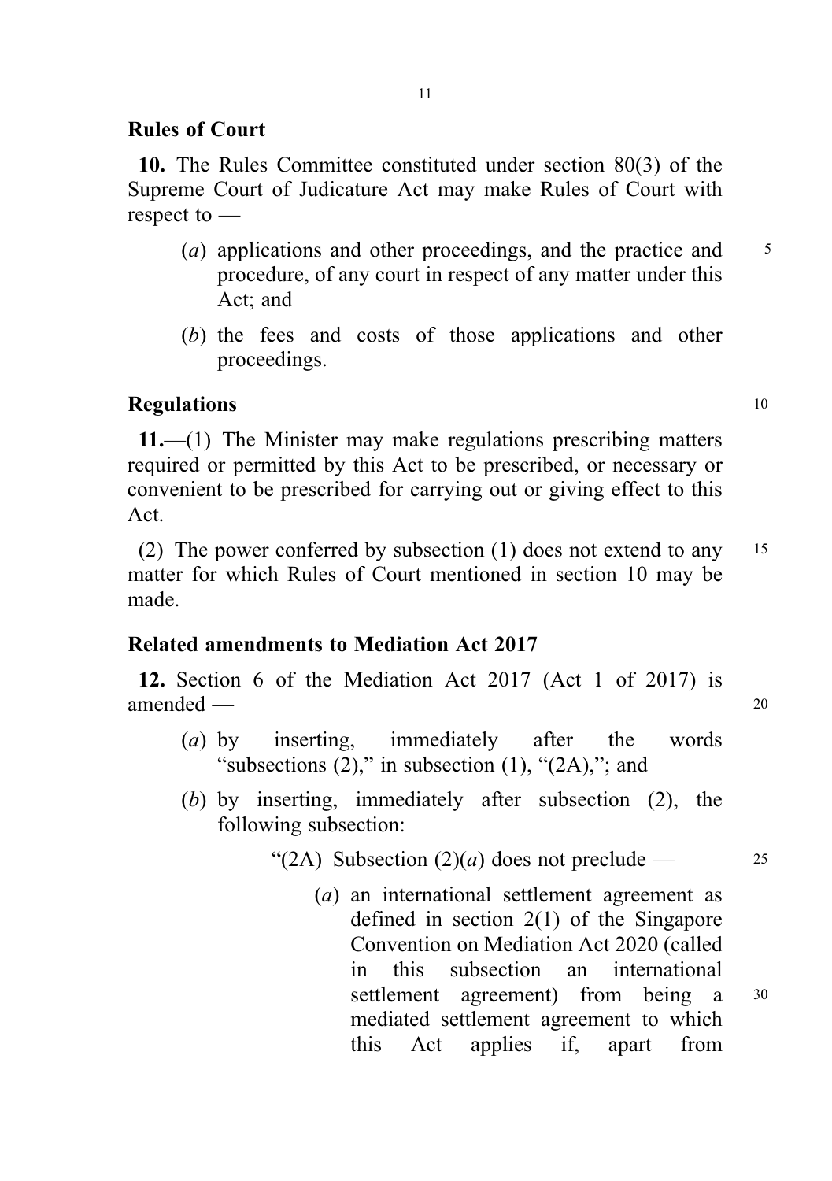**Rules of Court**

**10.** The Rules Committee constituted under section 80(3) of the Supreme Court of Judicature Act may make Rules of Court with respect to —

(*a*) applications and other proceedings, and the practice and procedure, of any court in respect of any matter under this Act; and

(*b*) the fees and costs of those applications and other proceedings.

**Regulations**

**11.**—(1) The Minister may make regulations prescribing matters required or permitted by this Act to be prescribed, or necessary or convenient to be prescribed for carrying out or giving effect to this Act.

(2) The power conferred by subsection (1) does not extend to any matter for which Rules of Court mentioned in section 10 may be made.

**Related amendments to Mediation Act 2017**

**12.** Section 6 of the Mediation Act 2017 (Act 1 of 2017) is amended —

(*a*) by inserting, immediately after the words "subsections (2)," in subsection (1), "(2A),"; and

(*b*) by inserting, immediately after subsection (2), the following subsection:

"(2A) Subsection (2)(*a*) does not preclude —

(*a*) an international settlement agreement as defined in section 2(1) of the Singapore Convention on Mediation Act 2020 (called in this subsection an international settlement agreement) from being a mediated settlement agreement to which this Act applies if, apart from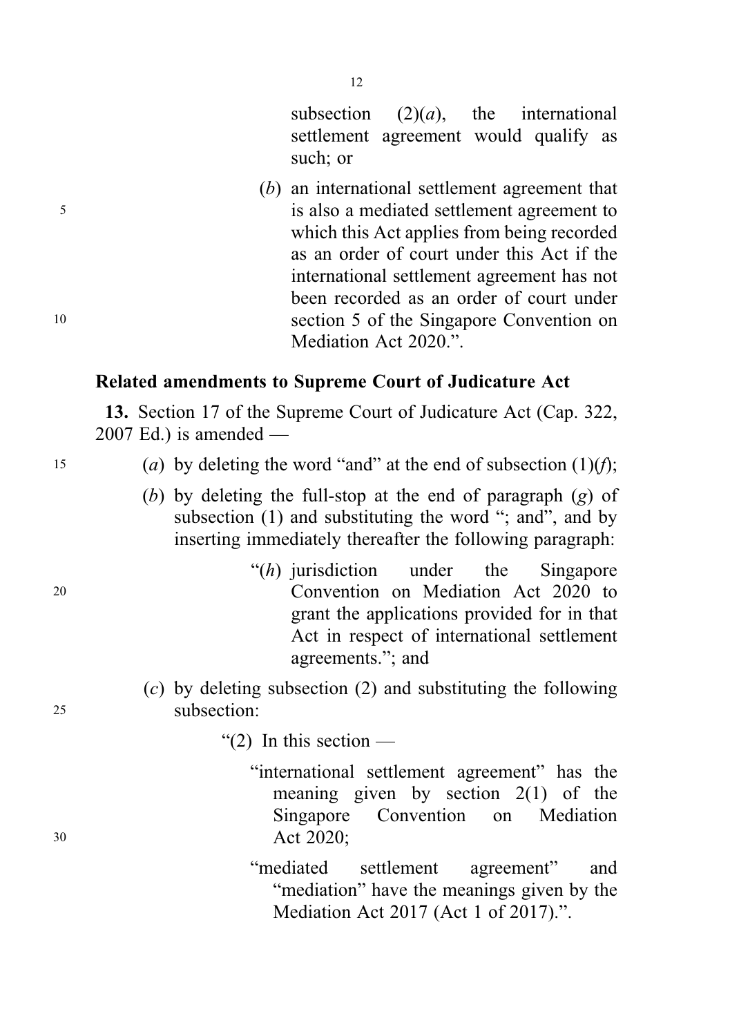subsection (2)(*a*), the international settlement agreement would qualify as such; or

(*b*) an international settlement agreement that is also a mediated settlement agreement to which this Act applies from being recorded as an order of court under this Act if the international settlement agreement has not been recorded as an order of court under section 5 of the Singapore Convention on Mediation Act 2020.".

**Related amendments to Supreme Court of Judicature Act**

**13.** Section 17 of the Supreme Court of Judicature Act (Cap. 322, 2007 Ed.) is amended —

(*a*) by deleting the word "and" at the end of subsection (1)(*f*);

(*b*) by deleting the full-stop at the end of paragraph (*g*) of subsection (1) and substituting the word "; and", and by inserting immediately thereafter the following paragraph:

"(*h*) jurisdiction under the Singapore Convention on Mediation Act 2020 to grant the applications provided for in that Act in respect of international settlement agreements."; and

(*c*) by deleting subsection (2) and substituting the following subsection:

"(2) In this section —

"international settlement agreement" has the meaning given by section 2(1) of the Singapore Convention on Mediation Act 2020;

"mediated settlement agreement" and "mediation" have the meanings given by the Mediation Act 2017 (Act 1 of 2017).".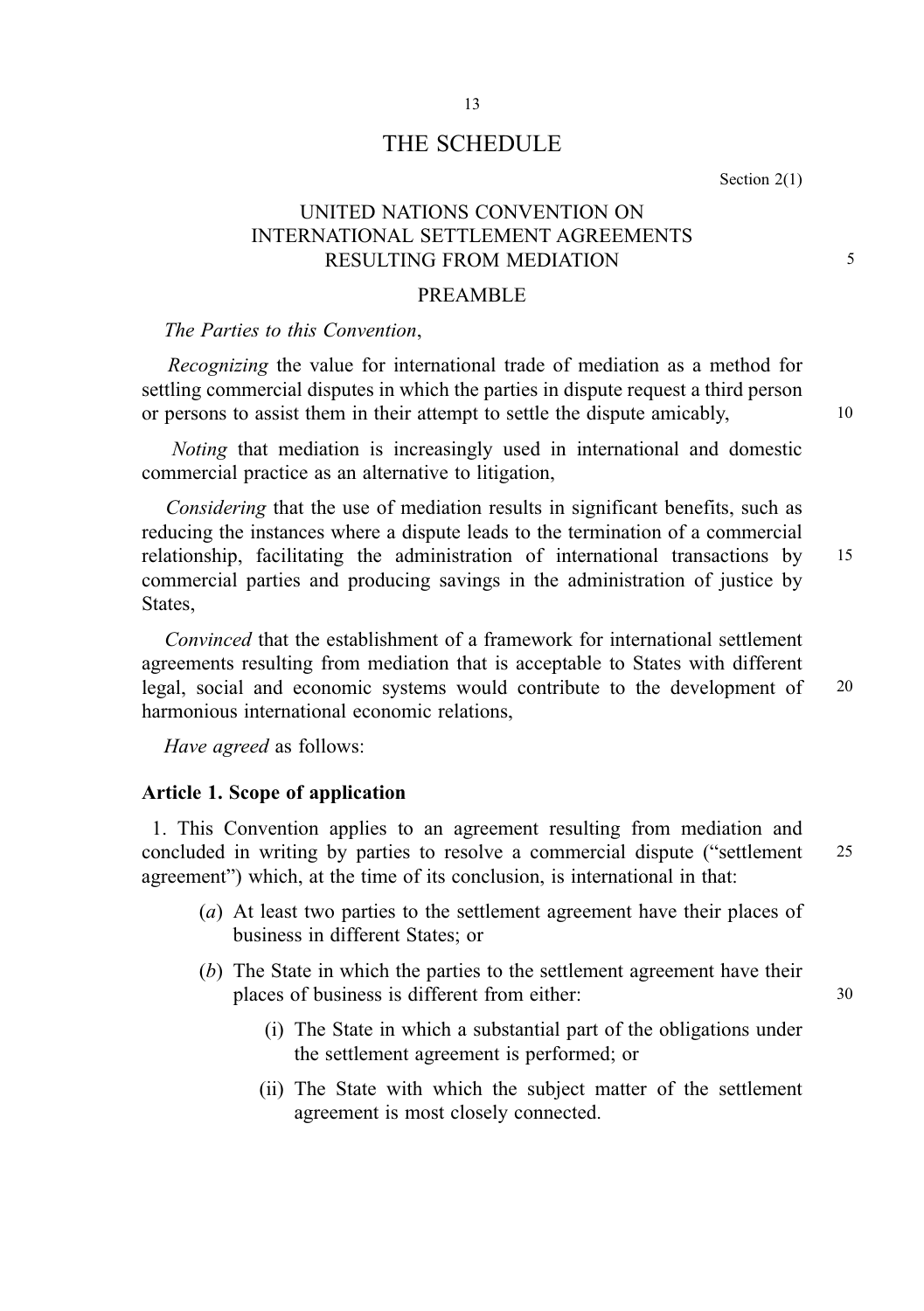# THE SCHEDULE

Section 2(1)

## UNITED NATIONS CONVENTION ON INTERNATIONAL SETTLEMENT AGREEMENTS RESULTING FROM MEDIATION

### PREAMBLE

*The Parties to this Convention*,

*Recognizing* the value for international trade of mediation as a method for settling commercial disputes in which the parties in dispute request a third person or persons to assist them in their attempt to settle the dispute amicably,

*Noting* that mediation is increasingly used in international and domestic commercial practice as an alternative to litigation,

*Considering* that the use of mediation results in significant benefits, such as reducing the instances where a dispute leads to the termination of a commercial relationship, facilitating the administration of international transactions by commercial parties and producing savings in the administration of justice by States,

*Convinced* that the establishment of a framework for international settlement agreements resulting from mediation that is acceptable to States with different legal, social and economic systems would contribute to the development of harmonious international economic relations,

*Have agreed* as follows:

**Article 1. Scope of application**

1. This Convention applies to an agreement resulting from mediation and concluded in writing by parties to resolve a commercial dispute ("settlement agreement") which, at the time of its conclusion, is international in that:

   (*a*) At least two parties to the settlement agreement have their places of business in different States; or

   (*b*) The State in which the parties to the settlement agreement have their places of business is different from either:

      (i) The State in which a substantial part of the obligations under the settlement agreement is performed; or

      (ii) The State with which the subject matter of the settlement agreement is most closely connected.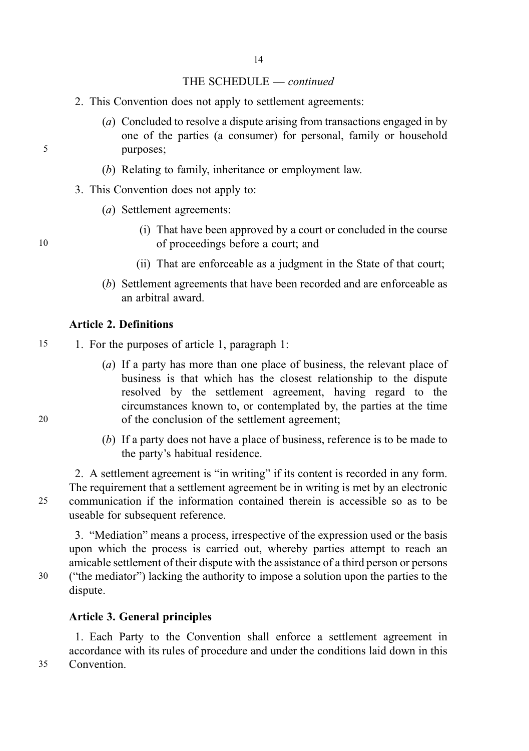THE SCHEDULE — *continued*

2. This Convention does not apply to settlement agreements:

(*a*) Concluded to resolve a dispute arising from transactions engaged in by one of the parties (a consumer) for personal, family or household purposes;

(*b*) Relating to family, inheritance or employment law.

3. This Convention does not apply to:

(*a*) Settlement agreements:

(i) That have been approved by a court or concluded in the course of proceedings before a court; and

(ii) That are enforceable as a judgment in the State of that court;

(*b*) Settlement agreements that have been recorded and are enforceable as an arbitral award.

**Article 2. Definitions**

1. For the purposes of article 1, paragraph 1:

(*a*) If a party has more than one place of business, the relevant place of business is that which has the closest relationship to the dispute resolved by the settlement agreement, having regard to the circumstances known to, or contemplated by, the parties at the time of the conclusion of the settlement agreement;

(*b*) If a party does not have a place of business, reference is to be made to the party's habitual residence.

2. A settlement agreement is "in writing" if its content is recorded in any form. The requirement that a settlement agreement be in writing is met by an electronic communication if the information contained therein is accessible so as to be useable for subsequent reference.

3. "Mediation" means a process, irrespective of the expression used or the basis upon which the process is carried out, whereby parties attempt to reach an amicable settlement of their dispute with the assistance of a third person or persons ("the mediator") lacking the authority to impose a solution upon the parties to the dispute.

**Article 3. General principles**

1. Each Party to the Convention shall enforce a settlement agreement in accordance with its rules of procedure and under the conditions laid down in this Convention.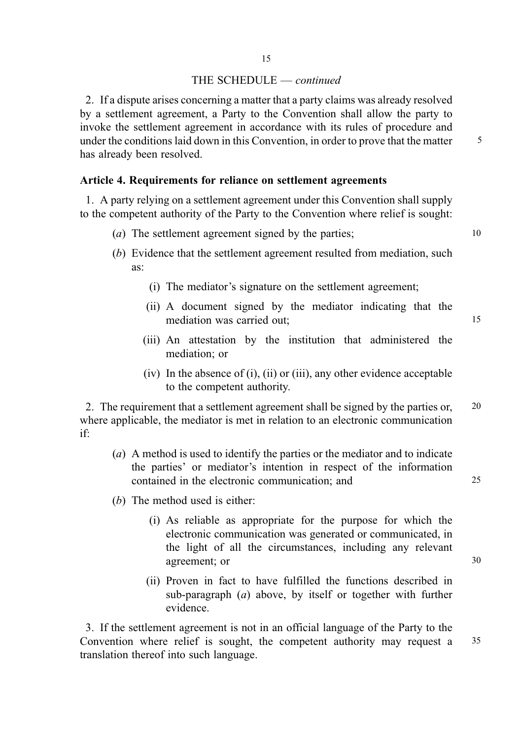THE SCHEDULE — *continued*

2. If a dispute arises concerning a matter that a party claims was already resolved by a settlement agreement, a Party to the Convention shall allow the party to invoke the settlement agreement in accordance with its rules of procedure and under the conditions laid down in this Convention, in order to prove that the matter has already been resolved.

**Article 4. Requirements for reliance on settlement agreements**

1. A party relying on a settlement agreement under this Convention shall supply to the competent authority of the Party to the Convention where relief is sought:

- (*a*) The settlement agreement signed by the parties;
- (*b*) Evidence that the settlement agreement resulted from mediation, such as:
  - (i) The mediator's signature on the settlement agreement;
  - (ii) A document signed by the mediator indicating that the mediation was carried out;
  - (iii) An attestation by the institution that administered the mediation; or
  - (iv) In the absence of (i), (ii) or (iii), any other evidence acceptable to the competent authority.

2. The requirement that a settlement agreement shall be signed by the parties or, where applicable, the mediator is met in relation to an electronic communication if:

- (*a*) A method is used to identify the parties or the mediator and to indicate the parties' or mediator's intention in respect of the information contained in the electronic communication; and
- (*b*) The method used is either:
  - (i) As reliable as appropriate for the purpose for which the electronic communication was generated or communicated, in the light of all the circumstances, including any relevant agreement; or
  - (ii) Proven in fact to have fulfilled the functions described in sub-paragraph (*a*) above, by itself or together with further evidence.

3. If the settlement agreement is not in an official language of the Party to the Convention where relief is sought, the competent authority may request a translation thereof into such language.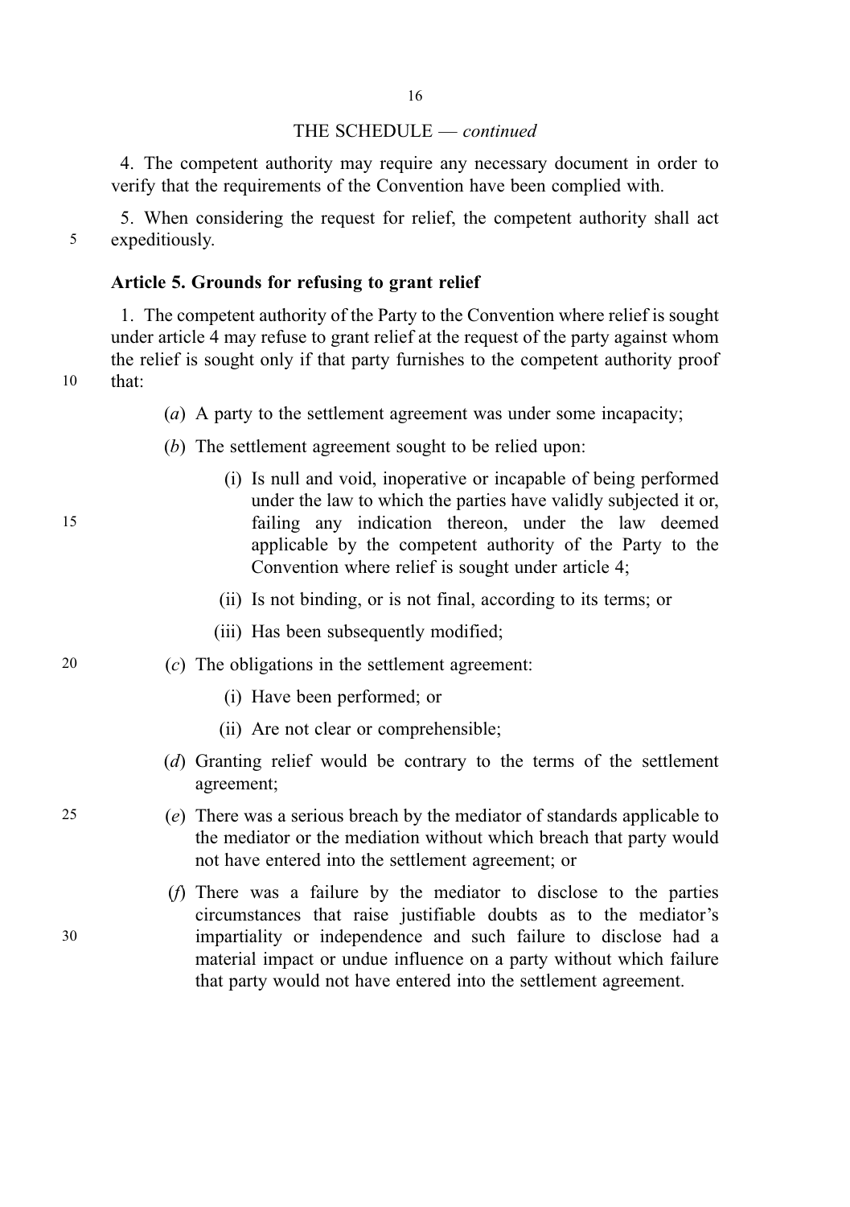THE SCHEDULE — *continued*

4. The competent authority may require any necessary document in order to verify that the requirements of the Convention have been complied with.

5. When considering the request for relief, the competent authority shall act expeditiously.

### Article 5. Grounds for refusing to grant relief

1. The competent authority of the Party to the Convention where relief is sought under article 4 may refuse to grant relief at the request of the party against whom the relief is sought only if that party furnishes to the competent authority proof that:

(*a*) A party to the settlement agreement was under some incapacity;

(*b*) The settlement agreement sought to be relied upon:

(i) Is null and void, inoperative or incapable of being performed under the law to which the parties have validly subjected it or, failing any indication thereon, under the law deemed applicable by the competent authority of the Party to the Convention where relief is sought under article 4;

(ii) Is not binding, or is not final, according to its terms; or

(iii) Has been subsequently modified;

(*c*) The obligations in the settlement agreement:

(i) Have been performed; or

(ii) Are not clear or comprehensible;

(*d*) Granting relief would be contrary to the terms of the settlement agreement;

(*e*) There was a serious breach by the mediator of standards applicable to the mediator or the mediation without which breach that party would not have entered into the settlement agreement; or

(*f*) There was a failure by the mediator to disclose to the parties circumstances that raise justifiable doubts as to the mediator's impartiality or independence and such failure to disclose had a material impact or undue influence on a party without which failure that party would not have entered into the settlement agreement.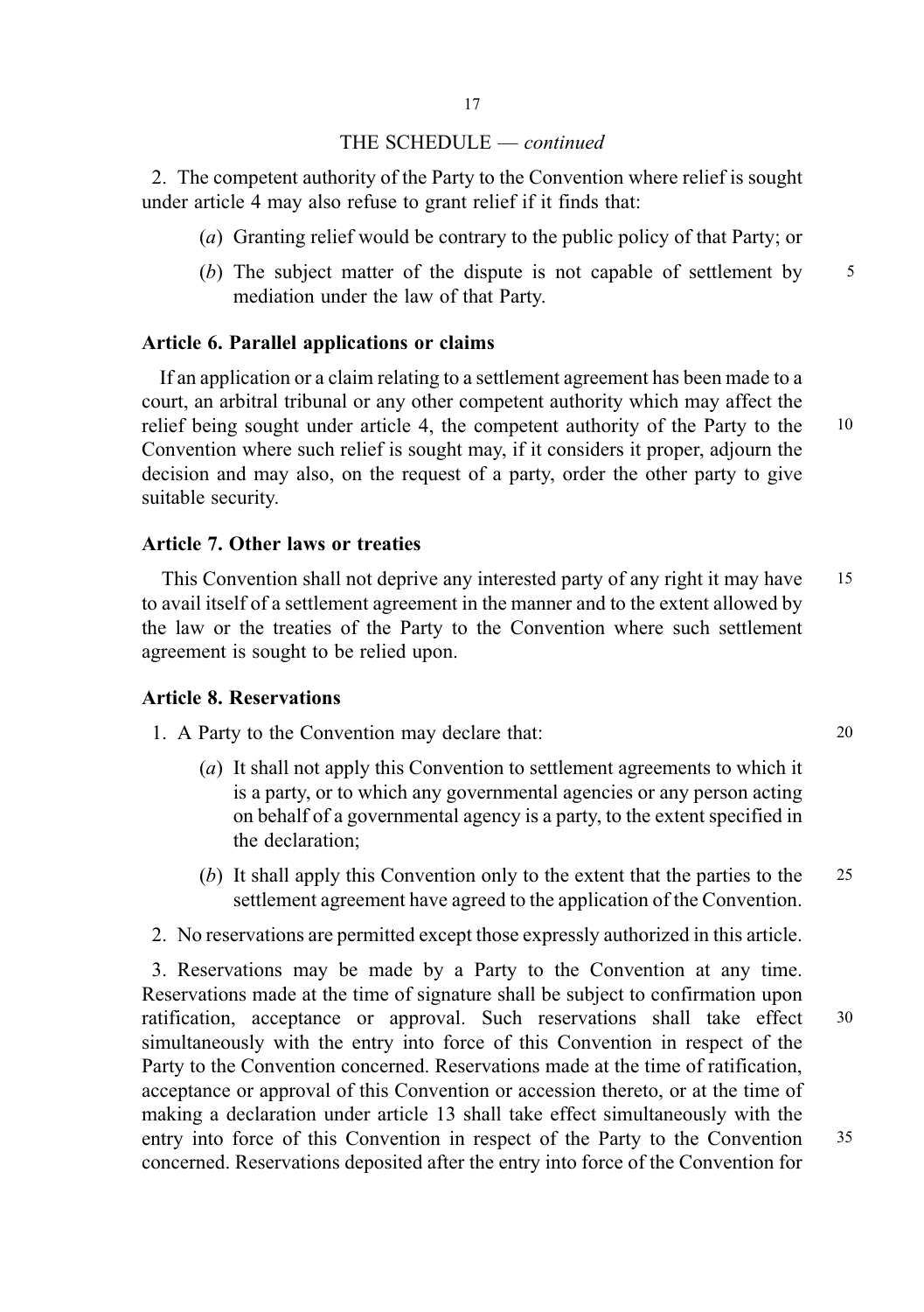THE SCHEDULE — *continued*

2. The competent authority of the Party to the Convention where relief is sought under article 4 may also refuse to grant relief if it finds that:

(*a*) Granting relief would be contrary to the public policy of that Party; or

(*b*) The subject matter of the dispute is not capable of settlement by mediation under the law of that Party.

**Article 6. Parallel applications or claims**

If an application or a claim relating to a settlement agreement has been made to a court, an arbitral tribunal or any other competent authority which may affect the relief being sought under article 4, the competent authority of the Party to the Convention where such relief is sought may, if it considers it proper, adjourn the decision and may also, on the request of a party, order the other party to give suitable security.

**Article 7. Other laws or treaties**

This Convention shall not deprive any interested party of any right it may have to avail itself of a settlement agreement in the manner and to the extent allowed by the law or the treaties of the Party to the Convention where such settlement agreement is sought to be relied upon.

**Article 8. Reservations**

1. A Party to the Convention may declare that:

(*a*) It shall not apply this Convention to settlement agreements to which it is a party, or to which any governmental agencies or any person acting on behalf of a governmental agency is a party, to the extent specified in the declaration;

(*b*) It shall apply this Convention only to the extent that the parties to the settlement agreement have agreed to the application of the Convention.

2. No reservations are permitted except those expressly authorized in this article.

3. Reservations may be made by a Party to the Convention at any time. Reservations made at the time of signature shall be subject to confirmation upon ratification, acceptance or approval. Such reservations shall take effect simultaneously with the entry into force of this Convention in respect of the Party to the Convention concerned. Reservations made at the time of ratification, acceptance or approval of this Convention or accession thereto, or at the time of making a declaration under article 13 shall take effect simultaneously with the entry into force of this Convention in respect of the Party to the Convention concerned. Reservations deposited after the entry into force of the Convention for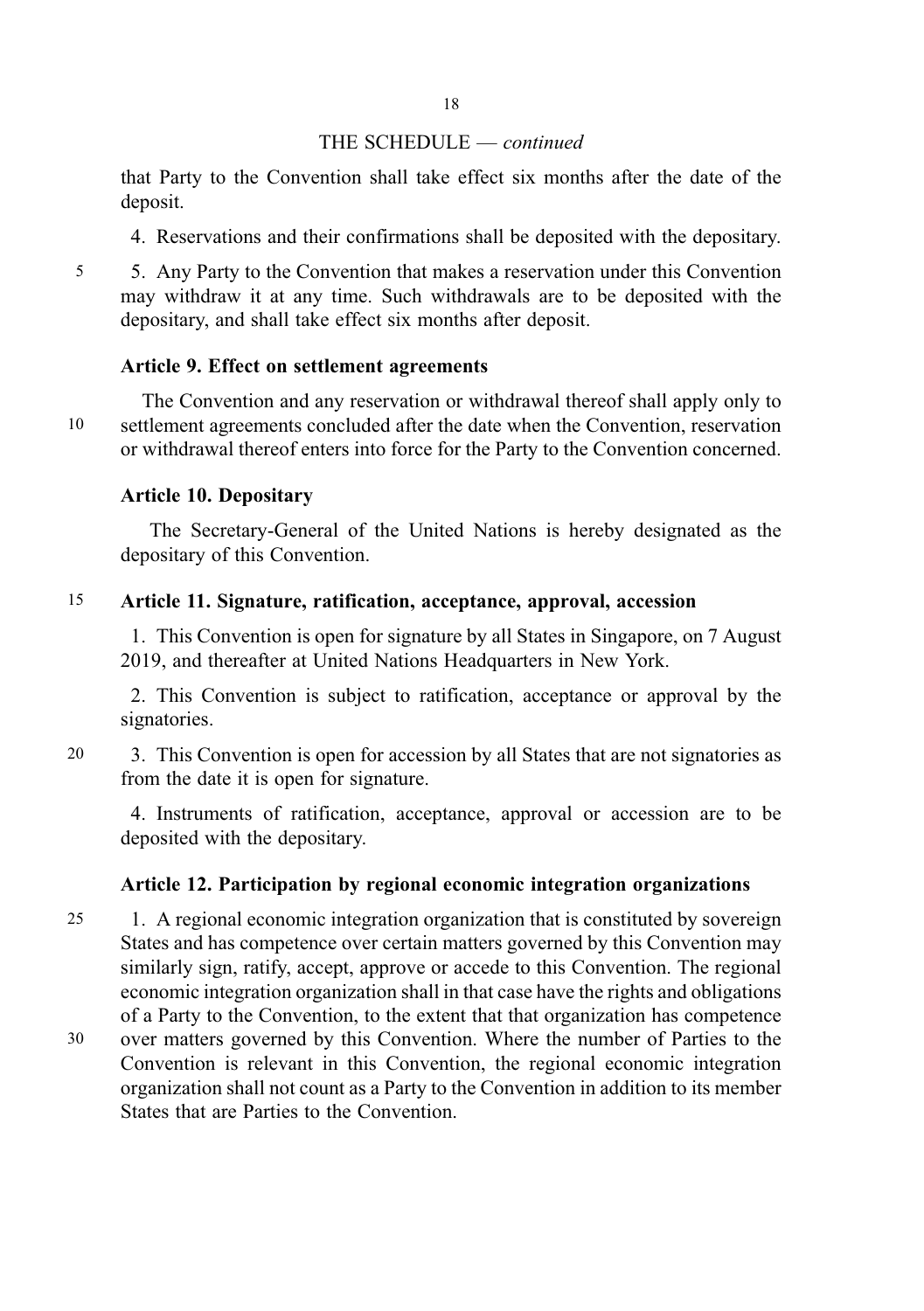that Party to the Convention shall take effect six months after the date of the deposit.

4. Reservations and their confirmations shall be deposited with the depositary.

5. Any Party to the Convention that makes a reservation under this Convention may withdraw it at any time. Such withdrawals are to be deposited with the depositary, and shall take effect six months after deposit.

**Article 9. Effect on settlement agreements**

The Convention and any reservation or withdrawal thereof shall apply only to settlement agreements concluded after the date when the Convention, reservation or withdrawal thereof enters into force for the Party to the Convention concerned.

**Article 10. Depositary**

The Secretary-General of the United Nations is hereby designated as the depositary of this Convention.

**Article 11. Signature, ratification, acceptance, approval, accession**

1. This Convention is open for signature by all States in Singapore, on 7 August 2019, and thereafter at United Nations Headquarters in New York.

2. This Convention is subject to ratification, acceptance or approval by the signatories.

3. This Convention is open for accession by all States that are not signatories as from the date it is open for signature.

4. Instruments of ratification, acceptance, approval or accession are to be deposited with the depositary.

**Article 12. Participation by regional economic integration organizations**

1. A regional economic integration organization that is constituted by sovereign States and has competence over certain matters governed by this Convention may similarly sign, ratify, accept, approve or accede to this Convention. The regional economic integration organization shall in that case have the rights and obligations of a Party to the Convention, to the extent that that organization has competence over matters governed by this Convention. Where the number of Parties to the Convention is relevant in this Convention, the regional economic integration organization shall not count as a Party to the Convention in addition to its member States that are Parties to the Convention.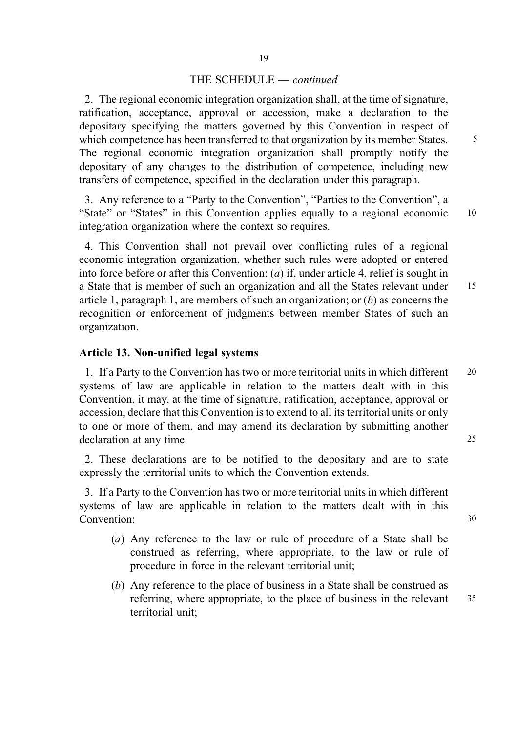THE SCHEDULE — *continued*

2. The regional economic integration organization shall, at the time of signature, ratification, acceptance, approval or accession, make a declaration to the depositary specifying the matters governed by this Convention in respect of which competence has been transferred to that organization by its member States. The regional economic integration organization shall promptly notify the depositary of any changes to the distribution of competence, including new transfers of competence, specified in the declaration under this paragraph.

3. Any reference to a "Party to the Convention", "Parties to the Convention", a "State" or "States" in this Convention applies equally to a regional economic integration organization where the context so requires.

4. This Convention shall not prevail over conflicting rules of a regional economic integration organization, whether such rules were adopted or entered into force before or after this Convention: (*a*) if, under article 4, relief is sought in a State that is member of such an organization and all the States relevant under article 1, paragraph 1, are members of such an organization; or (*b*) as concerns the recognition or enforcement of judgments between member States of such an organization.

**Article 13. Non-unified legal systems**

1. If a Party to the Convention has two or more territorial units in which different systems of law are applicable in relation to the matters dealt with in this Convention, it may, at the time of signature, ratification, acceptance, approval or accession, declare that this Convention is to extend to all its territorial units or only to one or more of them, and may amend its declaration by submitting another declaration at any time.

2. These declarations are to be notified to the depositary and are to state expressly the territorial units to which the Convention extends.

3. If a Party to the Convention has two or more territorial units in which different systems of law are applicable in relation to the matters dealt with in this Convention:

(*a*) Any reference to the law or rule of procedure of a State shall be construed as referring, where appropriate, to the law or rule of procedure in force in the relevant territorial unit;

(*b*) Any reference to the place of business in a State shall be construed as referring, where appropriate, to the place of business in the relevant territorial unit;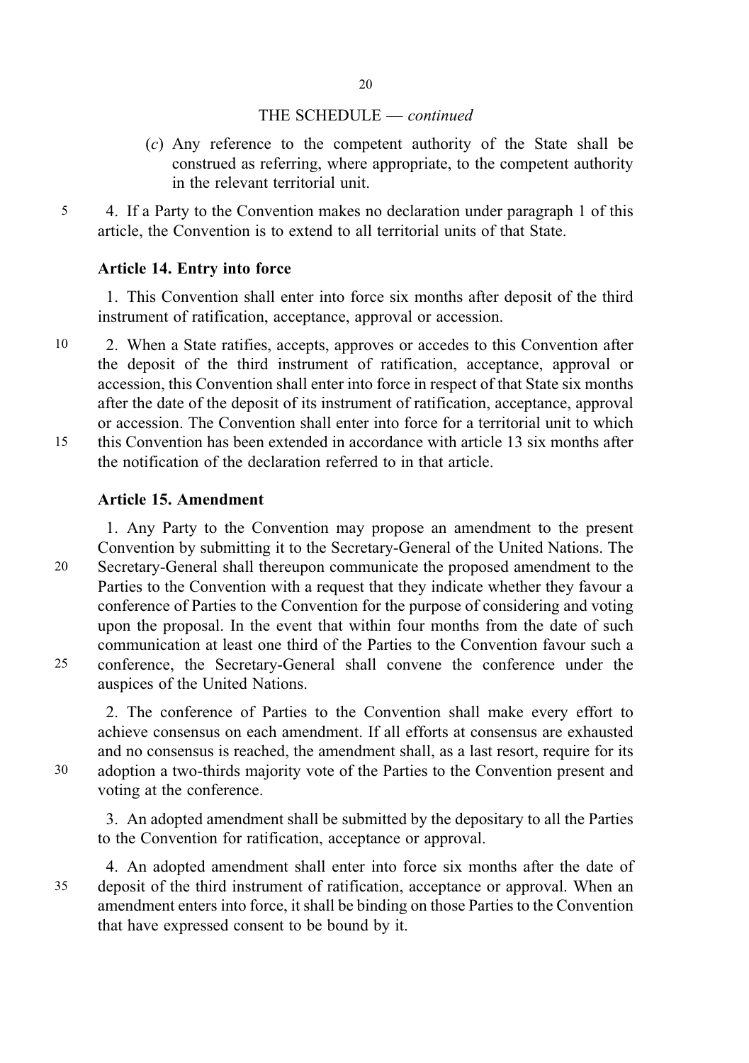THE SCHEDULE — *continued*

(*c*) Any reference to the competent authority of the State shall be construed as referring, where appropriate, to the competent authority in the relevant territorial unit.

4. If a Party to the Convention makes no declaration under paragraph 1 of this article, the Convention is to extend to all territorial units of that State.

### Article 14. Entry into force

1. This Convention shall enter into force six months after deposit of the third instrument of ratification, acceptance, approval or accession.

2. When a State ratifies, accepts, approves or accedes to this Convention after the deposit of the third instrument of ratification, acceptance, approval or accession, this Convention shall enter into force in respect of that State six months after the date of the deposit of its instrument of ratification, acceptance, approval or accession. The Convention shall enter into force for a territorial unit to which this Convention has been extended in accordance with article 13 six months after the notification of the declaration referred to in that article.

### Article 15. Amendment

1. Any Party to the Convention may propose an amendment to the present Convention by submitting it to the Secretary-General of the United Nations. The Secretary-General shall thereupon communicate the proposed amendment to the Parties to the Convention with a request that they indicate whether they favour a conference of Parties to the Convention for the purpose of considering and voting upon the proposal. In the event that within four months from the date of such communication at least one third of the Parties to the Convention favour such a conference, the Secretary-General shall convene the conference under the auspices of the United Nations.

2. The conference of Parties to the Convention shall make every effort to achieve consensus on each amendment. If all efforts at consensus are exhausted and no consensus is reached, the amendment shall, as a last resort, require for its adoption a two-thirds majority vote of the Parties to the Convention present and voting at the conference.

3. An adopted amendment shall be submitted by the depositary to all the Parties to the Convention for ratification, acceptance or approval.

4. An adopted amendment shall enter into force six months after the date of deposit of the third instrument of ratification, acceptance or approval. When an amendment enters into force, it shall be binding on those Parties to the Convention that have expressed consent to be bound by it.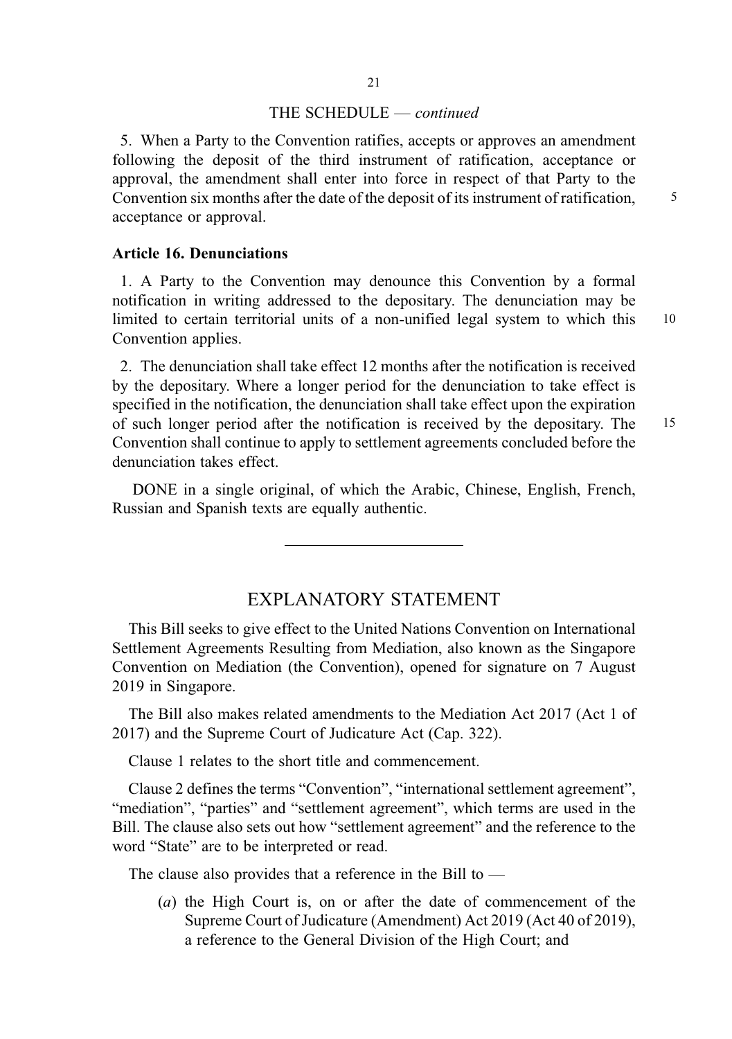THE SCHEDULE — *continued*

5. When a Party to the Convention ratifies, accepts or approves an amendment following the deposit of the third instrument of ratification, acceptance or approval, the amendment shall enter into force in respect of that Party to the Convention six months after the date of the deposit of its instrument of ratification, acceptance or approval.

**Article 16. Denunciations**

1. A Party to the Convention may denounce this Convention by a formal notification in writing addressed to the depositary. The denunciation may be limited to certain territorial units of a non-unified legal system to which this Convention applies.

2. The denunciation shall take effect 12 months after the notification is received by the depositary. Where a longer period for the denunciation to take effect is specified in the notification, the denunciation shall take effect upon the expiration of such longer period after the notification is received by the depositary. The Convention shall continue to apply to settlement agreements concluded before the denunciation takes effect.

DONE in a single original, of which the Arabic, Chinese, English, French, Russian and Spanish texts are equally authentic.

---

## EXPLANATORY STATEMENT

This Bill seeks to give effect to the United Nations Convention on International Settlement Agreements Resulting from Mediation, also known as the Singapore Convention on Mediation (the Convention), opened for signature on 7 August 2019 in Singapore.

The Bill also makes related amendments to the Mediation Act 2017 (Act 1 of 2017) and the Supreme Court of Judicature Act (Cap. 322).

Clause 1 relates to the short title and commencement.

Clause 2 defines the terms "Convention", "international settlement agreement", "mediation", "parties" and "settlement agreement", which terms are used in the Bill. The clause also sets out how "settlement agreement" and the reference to the word "State" are to be interpreted or read.

The clause also provides that a reference in the Bill to —

(*a*) the High Court is, on or after the date of commencement of the Supreme Court of Judicature (Amendment) Act 2019 (Act 40 of 2019), a reference to the General Division of the High Court; and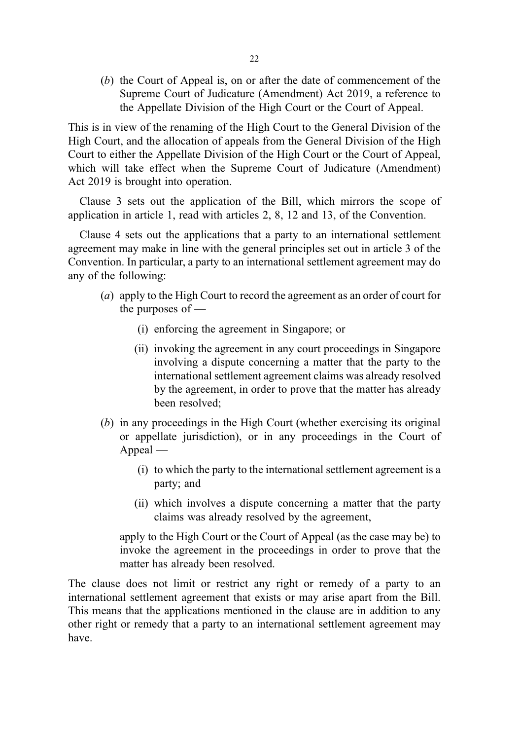(*b*) the Court of Appeal is, on or after the date of commencement of the Supreme Court of Judicature (Amendment) Act 2019, a reference to the Appellate Division of the High Court or the Court of Appeal.

This is in view of the renaming of the High Court to the General Division of the High Court, and the allocation of appeals from the General Division of the High Court to either the Appellate Division of the High Court or the Court of Appeal, which will take effect when the Supreme Court of Judicature (Amendment) Act 2019 is brought into operation.

Clause 3 sets out the application of the Bill, which mirrors the scope of application in article 1, read with articles 2, 8, 12 and 13, of the Convention.

Clause 4 sets out the applications that a party to an international settlement agreement may make in line with the general principles set out in article 3 of the Convention. In particular, a party to an international settlement agreement may do any of the following:

(*a*) apply to the High Court to record the agreement as an order of court for the purposes of —

(i) enforcing the agreement in Singapore; or

(ii) invoking the agreement in any court proceedings in Singapore involving a dispute concerning a matter that the party to the international settlement agreement claims was already resolved by the agreement, in order to prove that the matter has already been resolved;

(*b*) in any proceedings in the High Court (whether exercising its original or appellate jurisdiction), or in any proceedings in the Court of Appeal —

(i) to which the party to the international settlement agreement is a party; and

(ii) which involves a dispute concerning a matter that the party claims was already resolved by the agreement,

apply to the High Court or the Court of Appeal (as the case may be) to invoke the agreement in the proceedings in order to prove that the matter has already been resolved.

The clause does not limit or restrict any right or remedy of a party to an international settlement agreement that exists or may arise apart from the Bill. This means that the applications mentioned in the clause are in addition to any other right or remedy that a party to an international settlement agreement may have.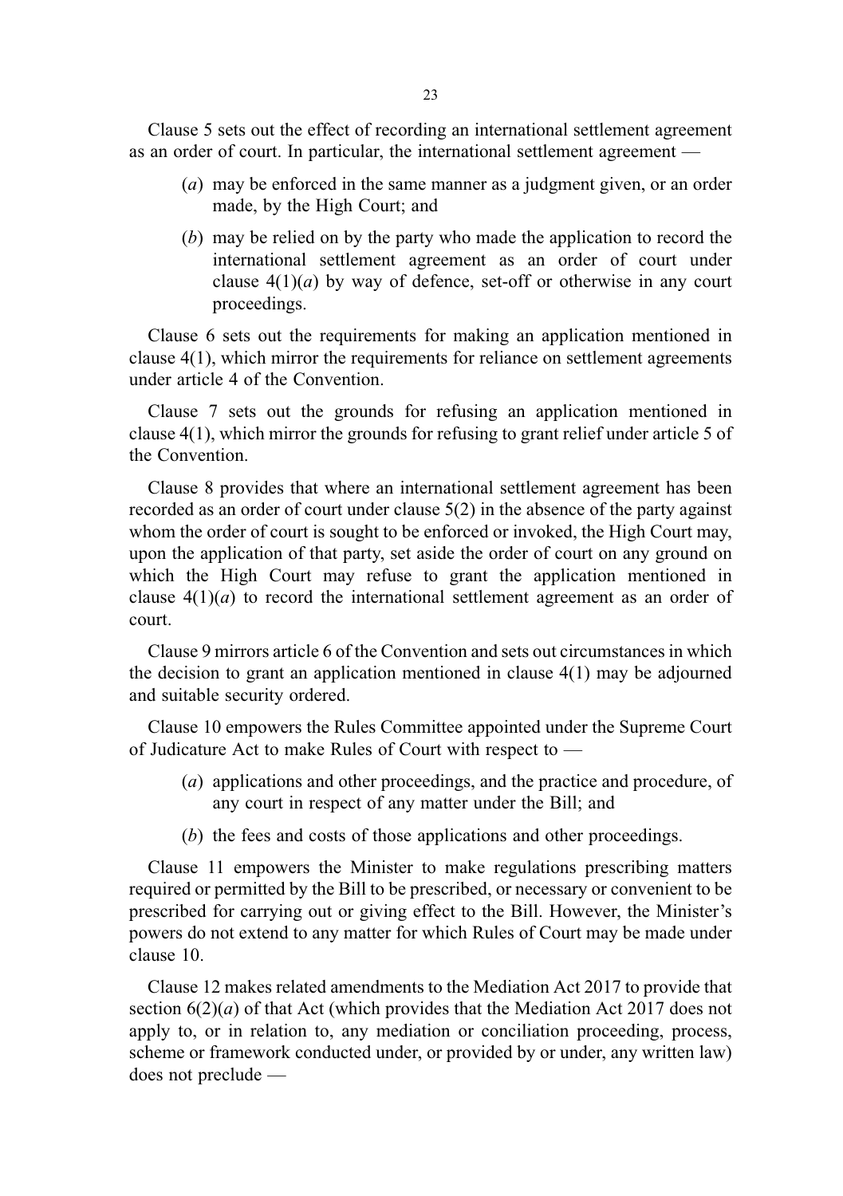Clause 5 sets out the effect of recording an international settlement agreement as an order of court. In particular, the international settlement agreement —

(*a*) may be enforced in the same manner as a judgment given, or an order made, by the High Court; and

(*b*) may be relied on by the party who made the application to record the international settlement agreement as an order of court under clause 4(1)(*a*) by way of defence, set-off or otherwise in any court proceedings.

Clause 6 sets out the requirements for making an application mentioned in clause 4(1), which mirror the requirements for reliance on settlement agreements under article 4 of the Convention.

Clause 7 sets out the grounds for refusing an application mentioned in clause 4(1), which mirror the grounds for refusing to grant relief under article 5 of the Convention.

Clause 8 provides that where an international settlement agreement has been recorded as an order of court under clause 5(2) in the absence of the party against whom the order of court is sought to be enforced or invoked, the High Court may, upon the application of that party, set aside the order of court on any ground on which the High Court may refuse to grant the application mentioned in clause 4(1)(*a*) to record the international settlement agreement as an order of court.

Clause 9 mirrors article 6 of the Convention and sets out circumstances in which the decision to grant an application mentioned in clause 4(1) may be adjourned and suitable security ordered.

Clause 10 empowers the Rules Committee appointed under the Supreme Court of Judicature Act to make Rules of Court with respect to —

(*a*) applications and other proceedings, and the practice and procedure, of any court in respect of any matter under the Bill; and

(*b*) the fees and costs of those applications and other proceedings.

Clause 11 empowers the Minister to make regulations prescribing matters required or permitted by the Bill to be prescribed, or necessary or convenient to be prescribed for carrying out or giving effect to the Bill. However, the Minister's powers do not extend to any matter for which Rules of Court may be made under clause 10.

Clause 12 makes related amendments to the Mediation Act 2017 to provide that section 6(2)(*a*) of that Act (which provides that the Mediation Act 2017 does not apply to, or in relation to, any mediation or conciliation proceeding, process, scheme or framework conducted under, or provided by or under, any written law) does not preclude —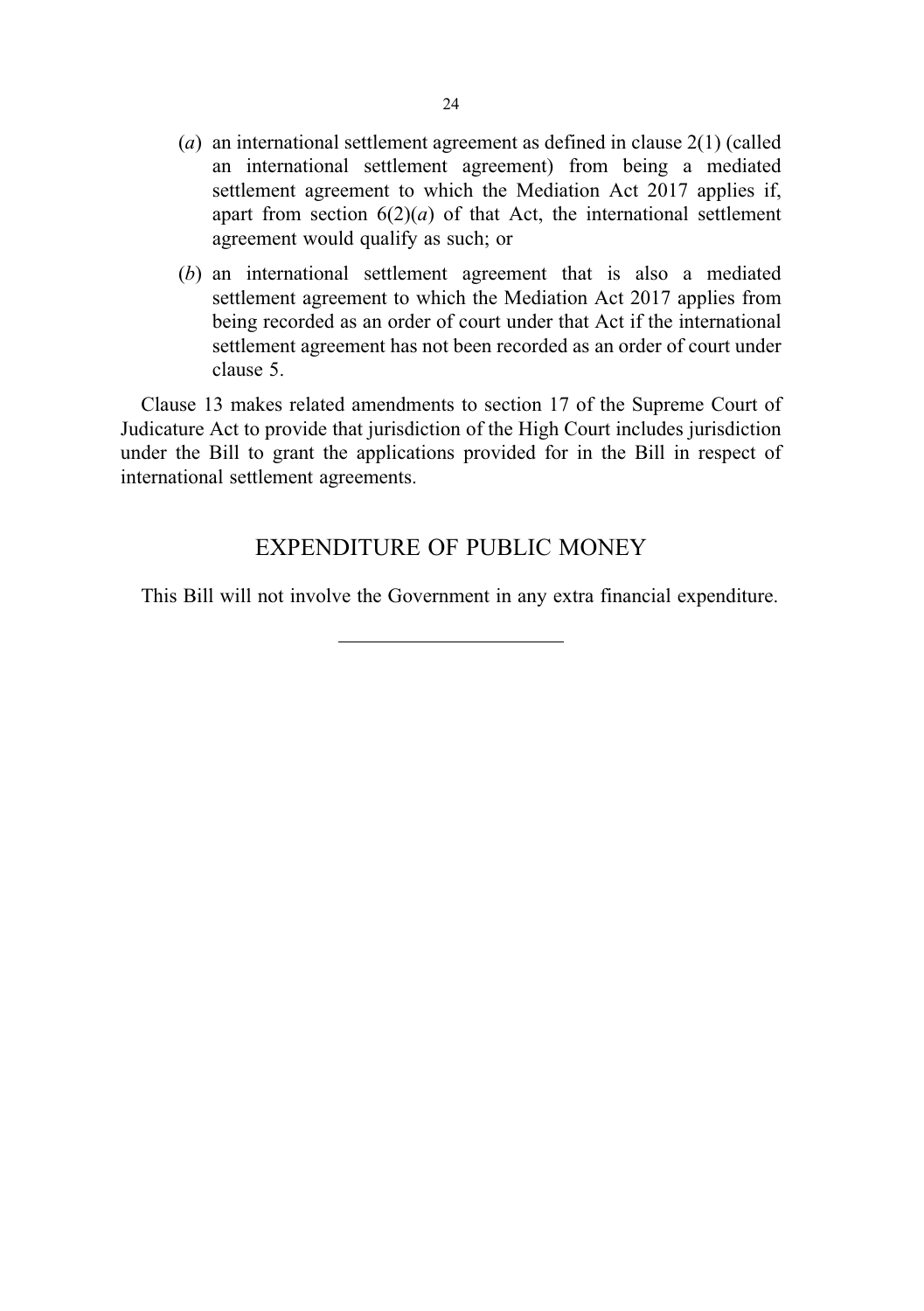(*a*) an international settlement agreement as defined in clause 2(1) (called an international settlement agreement) from being a mediated settlement agreement to which the Mediation Act 2017 applies if, apart from section 6(2)(*a*) of that Act, the international settlement agreement would qualify as such; or

(*b*) an international settlement agreement that is also a mediated settlement agreement to which the Mediation Act 2017 applies from being recorded as an order of court under that Act if the international settlement agreement has not been recorded as an order of court under clause 5.

Clause 13 makes related amendments to section 17 of the Supreme Court of Judicature Act to provide that jurisdiction of the High Court includes jurisdiction under the Bill to grant the applications provided for in the Bill in respect of international settlement agreements.

## EXPENDITURE OF PUBLIC MONEY

This Bill will not involve the Government in any extra financial expenditure.